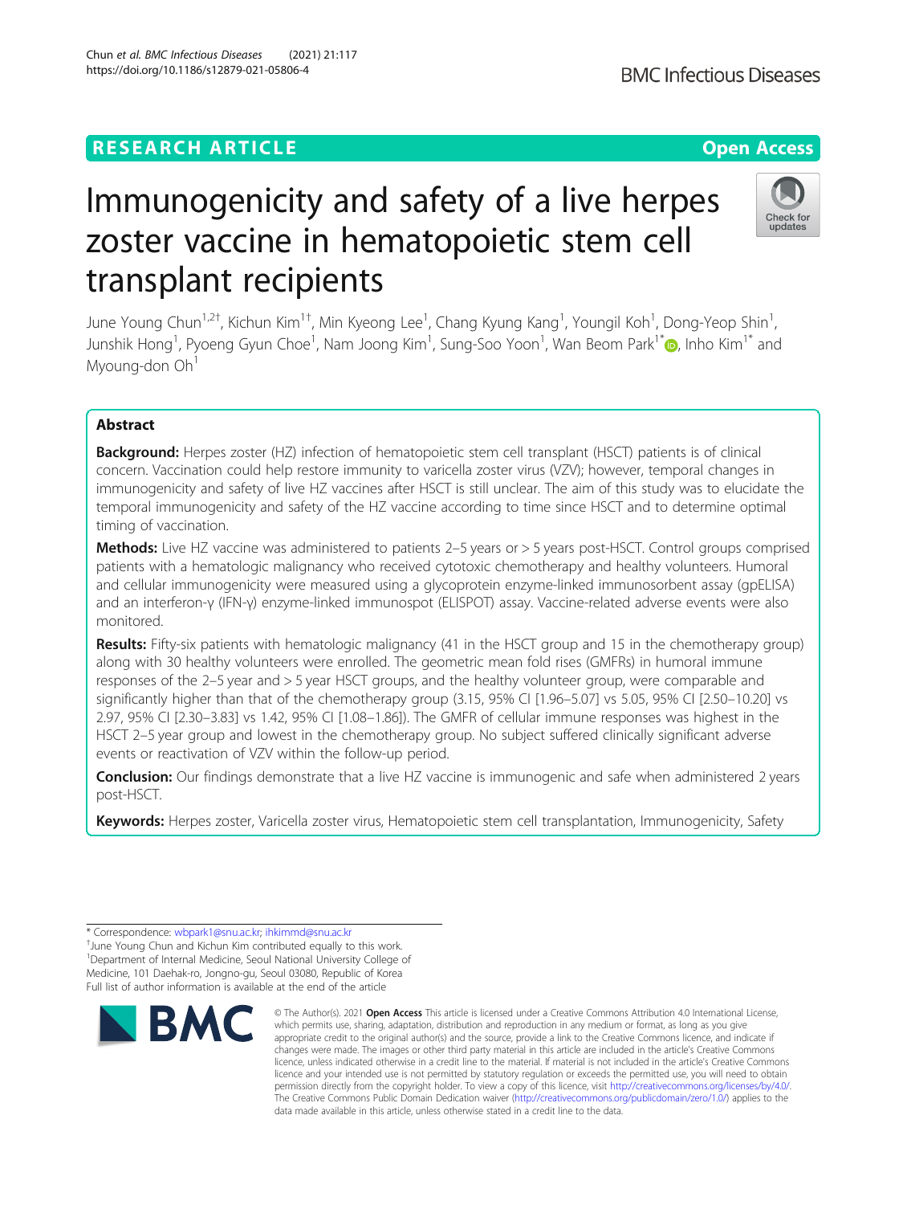RESEARCH ARTICLE

Open Access

# Immunogenicity and safety of a live herpes zoster vaccine in hematopoietic stem cell transplant recipients

June Young Chun[1,2†], Kichun Kim[1†], Min Kyeong Lee[1], Chang Kyung Kang[1], Youngil Koh[1], Dong-Yeop Shin[1], Junshik Hong[1], Pyoeng Gyun Choe[1], Nam Joong Kim[1], Sung-Soo Yoon[1], Wan Beom Park[1*], Inho Kim[1*] and Myoung-don Oh[1]

## Abstract

**Background:** Herpes zoster (HZ) infection of hematopoietic stem cell transplant (HSCT) patients is of clinical concern. Vaccination could help restore immunity to varicella zoster virus (VZV); however, temporal changes in immunogenicity and safety of live HZ vaccines after HSCT is still unclear. The aim of this study was to elucidate the temporal immunogenicity and safety of the HZ vaccine according to time since HSCT and to determine optimal timing of vaccination.

**Methods:** Live HZ vaccine was administered to patients 2–5 years or > 5 years post-HSCT. Control groups comprised patients with a hematologic malignancy who received cytotoxic chemotherapy and healthy volunteers. Humoral and cellular immunogenicity were measured using a glycoprotein enzyme-linked immunosorbent assay (gpELISA) and an interferon-γ (IFN-γ) enzyme-linked immunospot (ELISPOT) assay. Vaccine-related adverse events were also monitored.

**Results:** Fifty-six patients with hematologic malignancy (41 in the HSCT group and 15 in the chemotherapy group) along with 30 healthy volunteers were enrolled. The geometric mean fold rises (GMFRs) in humoral immune responses of the 2–5 year and > 5 year HSCT groups, and the healthy volunteer group, were comparable and significantly higher than that of the chemotherapy group (3.15, 95% CI [1.96–5.07] vs 5.05, 95% CI [2.50–10.20] vs 2.97, 95% CI [2.30–3.83] vs 1.42, 95% CI [1.08–1.86]). The GMFR of cellular immune responses was highest in the HSCT 2–5 year group and lowest in the chemotherapy group. No subject suffered clinically significant adverse events or reactivation of VZV within the follow-up period.

**Conclusion:** Our findings demonstrate that a live HZ vaccine is immunogenic and safe when administered 2 years post-HSCT.

**Keywords:** Herpes zoster, Varicella zoster virus, Hematopoietic stem cell transplantation, Immunogenicity, Safety

---

* Correspondence: wbpark1@snu.ac.kr; ihkimmd@snu.ac.kr
†June Young Chun and Kichun Kim contributed equally to this work.
[1]Department of Internal Medicine, Seoul National University College of Medicine, 101 Daehak-ro, Jongno-gu, Seoul 03080, Republic of Korea
Full list of author information is available at the end of the article

© The Author(s). 2021 **Open Access** This article is licensed under a Creative Commons Attribution 4.0 International License, which permits use, sharing, adaptation, distribution and reproduction in any medium or format, as long as you give appropriate credit to the original author(s) and the source, provide a link to the Creative Commons licence, and indicate if changes were made. The images or other third party material in this article are included in the article's Creative Commons licence, unless indicated otherwise in a credit line to the material. If material is not included in the article's Creative Commons licence and your intended use is not permitted by statutory regulation or exceeds the permitted use, you will need to obtain permission directly from the copyright holder. To view a copy of this licence, visit http://creativecommons.org/licenses/by/4.0/. The Creative Commons Public Domain Dedication waiver (http://creativecommons.org/publicdomain/zero/1.0/) applies to the data made available in this article, unless otherwise stated in a credit line to the data.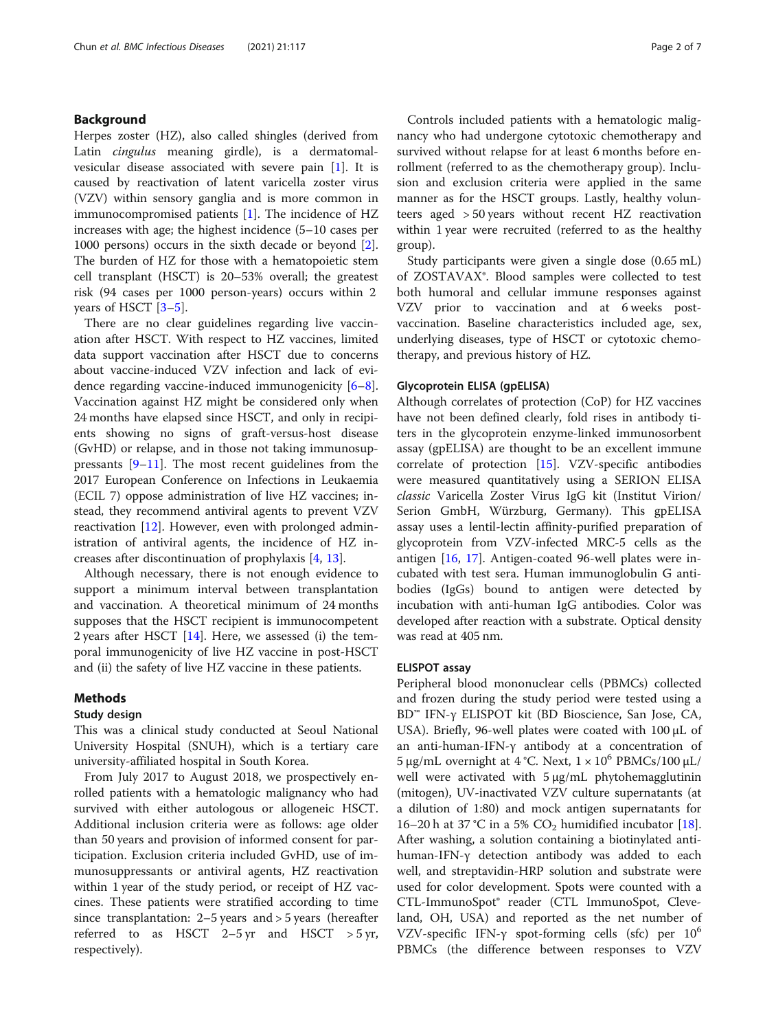## Background

Herpes zoster (HZ), also called shingles (derived from Latin *cingulus* meaning girdle), is a dermatomal-vesicular disease associated with severe pain [1]. It is caused by reactivation of latent varicella zoster virus (VZV) within sensory ganglia and is more common in immunocompromised patients [1]. The incidence of HZ increases with age; the highest incidence (5–10 cases per 1000 persons) occurs in the sixth decade or beyond [2]. The burden of HZ for those with a hematopoietic stem cell transplant (HSCT) is 20–53% overall; the greatest risk (94 cases per 1000 person-years) occurs within 2 years of HSCT [3–5].

There are no clear guidelines regarding live vaccination after HSCT. With respect to HZ vaccines, limited data support vaccination after HSCT due to concerns about vaccine-induced VZV infection and lack of evidence regarding vaccine-induced immunogenicity [6–8]. Vaccination against HZ might be considered only when 24 months have elapsed since HSCT, and only in recipients showing no signs of graft-versus-host disease (GvHD) or relapse, and in those not taking immunosuppressants [9–11]. The most recent guidelines from the 2017 European Conference on Infections in Leukaemia (ECIL 7) oppose administration of live HZ vaccines; instead, they recommend antiviral agents to prevent VZV reactivation [12]. However, even with prolonged administration of antiviral agents, the incidence of HZ increases after discontinuation of prophylaxis [4, 13].

Although necessary, there is not enough evidence to support a minimum interval between transplantation and vaccination. A theoretical minimum of 24 months supposes that the HSCT recipient is immunocompetent 2 years after HSCT [14]. Here, we assessed (i) the temporal immunogenicity of live HZ vaccine in post-HSCT and (ii) the safety of live HZ vaccine in these patients.

## Methods

### Study design

This was a clinical study conducted at Seoul National University Hospital (SNUH), which is a tertiary care university-affiliated hospital in South Korea.

From July 2017 to August 2018, we prospectively enrolled patients with a hematologic malignancy who had survived with either autologous or allogeneic HSCT. Additional inclusion criteria were as follows: age older than 50 years and provision of informed consent for participation. Exclusion criteria included GvHD, use of immunosuppressants or antiviral agents, HZ reactivation within 1 year of the study period, or receipt of HZ vaccines. These patients were stratified according to time since transplantation: 2–5 years and > 5 years (hereafter referred to as HSCT 2–5 yr and HSCT > 5 yr, respectively).

Controls included patients with a hematologic malignancy who had undergone cytotoxic chemotherapy and survived without relapse for at least 6 months before enrollment (referred to as the chemotherapy group). Inclusion and exclusion criteria were applied in the same manner as for the HSCT groups. Lastly, healthy volunteers aged > 50 years without recent HZ reactivation within 1 year were recruited (referred to as the healthy group).

Study participants were given a single dose (0.65 mL) of ZOSTAVAX®. Blood samples were collected to test both humoral and cellular immune responses against VZV prior to vaccination and at 6 weeks post-vaccination. Baseline characteristics included age, sex, underlying diseases, type of HSCT or cytotoxic chemotherapy, and previous history of HZ.

### Glycoprotein ELISA (gpELISA)

Although correlates of protection (CoP) for HZ vaccines have not been defined clearly, fold rises in antibody titers in the glycoprotein enzyme-linked immunosorbent assay (gpELISA) are thought to be an excellent immune correlate of protection [15]. VZV-specific antibodies were measured quantitatively using a SERION ELISA *classic* Varicella Zoster Virus IgG kit (Institut Virion/Serion GmbH, Würzburg, Germany). This gpELISA assay uses a lentil-lectin affinity-purified preparation of glycoprotein from VZV-infected MRC-5 cells as the antigen [16, 17]. Antigen-coated 96-well plates were incubated with test sera. Human immunoglobulin G antibodies (IgGs) bound to antigen were detected by incubation with anti-human IgG antibodies. Color was developed after reaction with a substrate. Optical density was read at 405 nm.

### ELISPOT assay

Peripheral blood mononuclear cells (PBMCs) collected and frozen during the study period were tested using a BD™ IFN-γ ELISPOT kit (BD Bioscience, San Jose, CA, USA). Briefly, 96-well plates were coated with 100 μL of an anti-human-IFN-γ antibody at a concentration of 5 μg/mL overnight at 4 °C. Next, $1 \times 10^6$ PBMCs/100 μL/well were activated with 5 μg/mL phytohemagglutinin (mitogen), UV-inactivated VZV culture supernatants (at a dilution of 1:80) and mock antigen supernatants for 16–20 h at 37 °C in a 5% $CO_2$ humidified incubator [18]. After washing, a solution containing a biotinylated anti-human-IFN-γ detection antibody was added to each well, and streptavidin-HRP solution and substrate were used for color development. Spots were counted with a CTL-ImmunoSpot® reader (CTL ImmunoSpot, Cleveland, OH, USA) and reported as the net number of VZV-specific IFN-γ spot-forming cells (sfc) per $10^6$ PBMCs (the difference between responses to VZV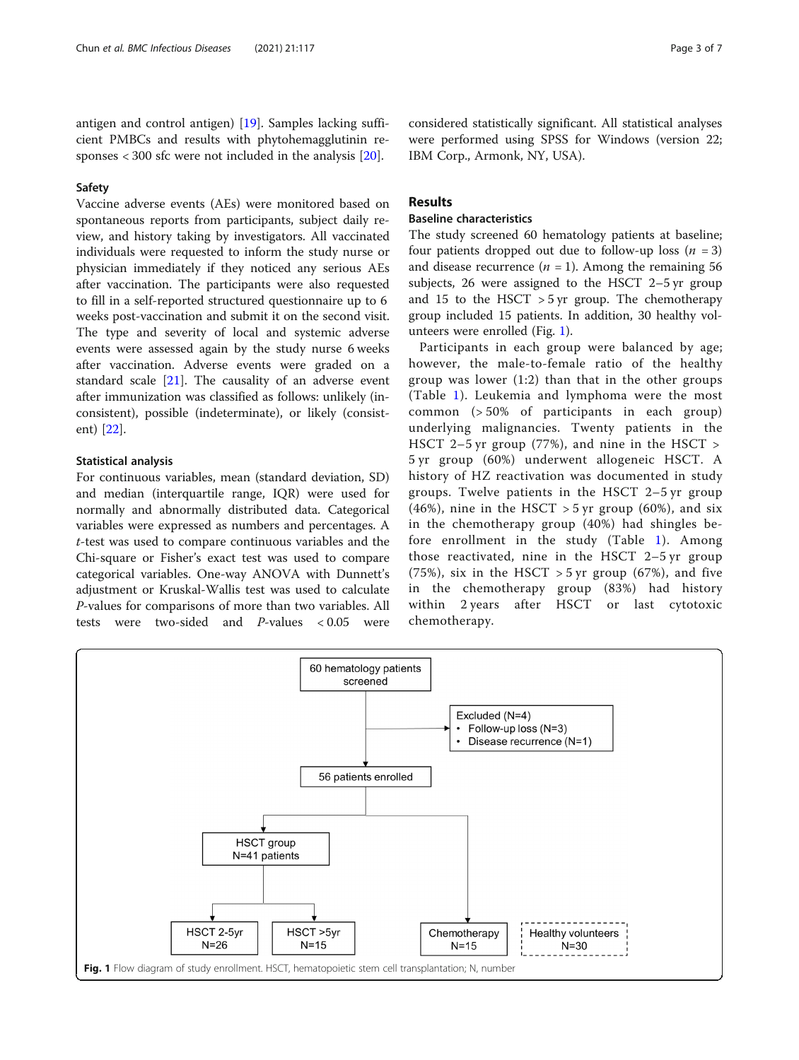antigen and control antigen) [19]. Samples lacking sufficient PMBCs and results with phytohemagglutinin responses < 300 sfc were not included in the analysis [20].

### Safety

Vaccine adverse events (AEs) were monitored based on spontaneous reports from participants, subject daily review, and history taking by investigators. All vaccinated individuals were requested to inform the study nurse or physician immediately if they noticed any serious AEs after vaccination. The participants were also requested to fill in a self-reported structured questionnaire up to 6 weeks post-vaccination and submit it on the second visit. The type and severity of local and systemic adverse events were assessed again by the study nurse 6 weeks after vaccination. Adverse events were graded on a standard scale [21]. The causality of an adverse event after immunization was classified as follows: unlikely (inconsistent), possible (indeterminate), or likely (consistent) [22].

### Statistical analysis

For continuous variables, mean (standard deviation, SD) and median (interquartile range, IQR) were used for normally and abnormally distributed data. Categorical variables were expressed as numbers and percentages. A *t*-test was used to compare continuous variables and the Chi-square or Fisher's exact test was used to compare categorical variables. One-way ANOVA with Dunnett's adjustment or Kruskal-Wallis test was used to calculate *P*-values for comparisons of more than two variables. All tests were two-sided and *P*-values < 0.05 were considered statistically significant. All statistical analyses were performed using SPSS for Windows (version 22; IBM Corp., Armonk, NY, USA).

## Results

### Baseline characteristics

The study screened 60 hematology patients at baseline; four patients dropped out due to follow-up loss ($n = 3$) and disease recurrence ($n = 1$). Among the remaining 56 subjects, 26 were assigned to the HSCT 2–5 yr group and 15 to the HSCT > 5 yr group. The chemotherapy group included 15 patients. In addition, 30 healthy volunteers were enrolled (Fig. 1).

Participants in each group were balanced by age; however, the male-to-female ratio of the healthy group was lower (1:2) than that in the other groups (Table 1). Leukemia and lymphoma were the most common (> 50% of participants in each group) underlying malignancies. Twenty patients in the HSCT 2–5 yr group (77%), and nine in the HSCT > 5 yr group (60%) underwent allogeneic HSCT. A history of HZ reactivation was documented in study groups. Twelve patients in the HSCT 2–5 yr group (46%), nine in the HSCT > 5 yr group (60%), and six in the chemotherapy group (40%) had shingles before enrollment in the study (Table 1). Among those reactivated, nine in the HSCT 2–5 yr group (75%), six in the HSCT > 5 yr group (67%), and five in the chemotherapy group (83%) had history within 2 years after HSCT or last cytotoxic chemotherapy.

```
60 hematology patients screened
        |
        |--> Excluded (N=4)
        |      • Follow-up loss (N=3)
        |      • Disease recurrence (N=1)
        v
56 patients enrolled
        |
        |-------------------------------|
        v                               v
HSCT group N=41 patients          Chemotherapy N=15      Healthy volunteers N=30
        |
   |----------|
   v          v
HSCT 2-5yr  HSCT >5yr
N=26        N=15
```

**Fig. 1** Flow diagram of study enrollment. HSCT, hematopoietic stem cell transplantation; N, number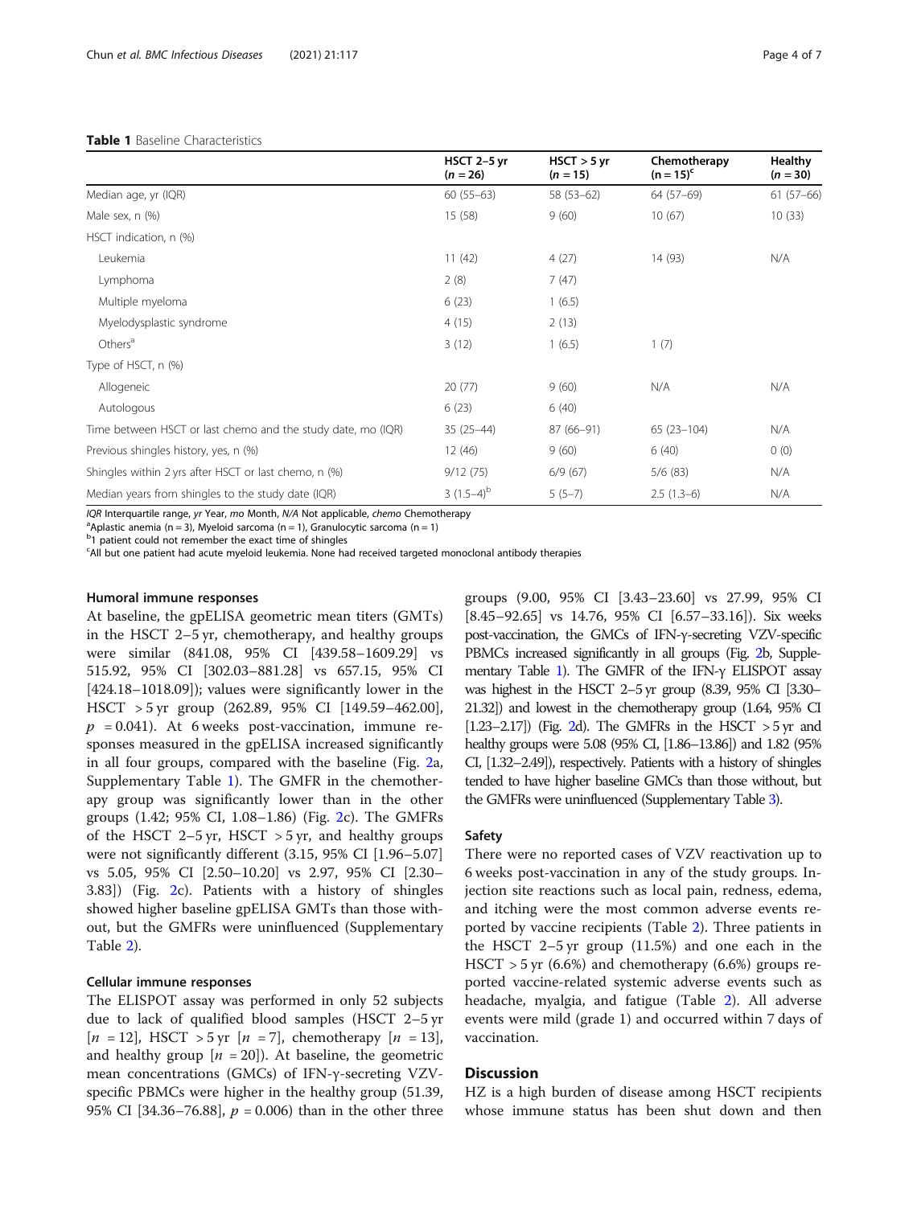**Table 1** Baseline Characteristics

| | HSCT 2–5 yr (*n* = 26) | HSCT > 5 yr (*n* = 15) | Chemotherapy (n = 15)[c] | Healthy (*n* = 30) |
|---|---|---|---|---|
| Median age, yr (IQR) | 60 (55–63) | 58 (53–62) | 64 (57–69) | 61 (57–66) |
| Male sex, n (%) | 15 (58) | 9 (60) | 10 (67) | 10 (33) |
| HSCT indication, n (%) | | | | |
| Leukemia | 11 (42) | 4 (27) | 14 (93) | N/A |
| Lymphoma | 2 (8) | 7 (47) | | |
| Multiple myeloma | 6 (23) | 1 (6.5) | | |
| Myelodysplastic syndrome | 4 (15) | 2 (13) | | |
| Others[a] | 3 (12) | 1 (6.5) | 1 (7) | |
| Type of HSCT, n (%) | | | | |
| Allogeneic | 20 (77) | 9 (60) | N/A | N/A |
| Autologous | 6 (23) | 6 (40) | | |
| Time between HSCT or last chemo and the study date, mo (IQR) | 35 (25–44) | 87 (66–91) | 65 (23–104) | N/A |
| Previous shingles history, yes, n (%) | 12 (46) | 9 (60) | 6 (40) | 0 (0) |
| Shingles within 2 yrs after HSCT or last chemo, n (%) | 9/12 (75) | 6/9 (67) | 5/6 (83) | N/A |
| Median years from shingles to the study date (IQR) | 3 (1.5–4)[b] | 5 (5–7) | 2.5 (1.3–6) | N/A |

*IQR* Interquartile range, *yr* Year, *mo* Month, *N/A* Not applicable, *chemo* Chemotherapy
[a]Aplastic anemia (n = 3), Myeloid sarcoma (n = 1), Granulocytic sarcoma (n = 1)
[b]1 patient could not remember the exact time of shingles
[c]All but one patient had acute myeloid leukemia. None had received targeted monoclonal antibody therapies

### Humoral immune responses

At baseline, the gpELISA geometric mean titers (GMTs) in the HSCT 2–5 yr, chemotherapy, and healthy groups were similar (841.08, 95% CI [439.58–1609.29] vs 515.92, 95% CI [302.03–881.28] vs 657.15, 95% CI [424.18–1018.09]); values were significantly lower in the HSCT > 5 yr group (262.89, 95% CI [149.59–462.00], $p = 0.041$). At 6 weeks post-vaccination, immune responses measured in the gpELISA increased significantly in all four groups, compared with the baseline (Fig. 2a, Supplementary Table 1). The GMFR in the chemotherapy group was significantly lower than in the other groups (1.42; 95% CI, 1.08–1.86) (Fig. 2c). The GMFRs of the HSCT 2–5 yr, HSCT > 5 yr, and healthy groups were not significantly different (3.15, 95% CI [1.96–5.07] vs 5.05, 95% CI [2.50–10.20] vs 2.97, 95% CI [2.30–3.83]) (Fig. 2c). Patients with a history of shingles showed higher baseline gpELISA GMTs than those without, but the GMFRs were uninfluenced (Supplementary Table 2).

### Cellular immune responses

The ELISPOT assay was performed in only 52 subjects due to lack of qualified blood samples (HSCT 2–5 yr [$n = 12$], HSCT > 5 yr [$n = 7$], chemotherapy [$n = 13$], and healthy group [$n = 20$]). At baseline, the geometric mean concentrations (GMCs) of IFN-γ-secreting VZV-specific PBMCs were higher in the healthy group (51.39, 95% CI [34.36–76.88], $p = 0.006$) than in the other three groups (9.00, 95% CI [3.43–23.60] vs 27.99, 95% CI [8.45–92.65] vs 14.76, 95% CI [6.57–33.16]). Six weeks post-vaccination, the GMCs of IFN-γ-secreting VZV-specific PBMCs increased significantly in all groups (Fig. 2b, Supplementary Table 1). The GMFR of the IFN-γ ELISPOT assay was highest in the HSCT 2–5 yr group (8.39, 95% CI [3.30–21.32]) and lowest in the chemotherapy group (1.64, 95% CI [1.23–2.17]) (Fig. 2d). The GMFRs in the HSCT > 5 yr and healthy groups were 5.08 (95% CI, [1.86–13.86]) and 1.82 (95% CI, [1.32–2.49]), respectively. Patients with a history of shingles tended to have higher baseline GMCs than those without, but the GMFRs were uninfluenced (Supplementary Table 3).

### Safety

There were no reported cases of VZV reactivation up to 6 weeks post-vaccination in any of the study groups. Injection site reactions such as local pain, redness, edema, and itching were the most common adverse events reported by vaccine recipients (Table 2). Three patients in the HSCT 2–5 yr group (11.5%) and one each in the HSCT > 5 yr (6.6%) and chemotherapy (6.6%) groups reported vaccine-related systemic adverse events such as headache, myalgia, and fatigue (Table 2). All adverse events were mild (grade 1) and occurred within 7 days of vaccination.

## Discussion

HZ is a high burden of disease among HSCT recipients whose immune status has been shut down and then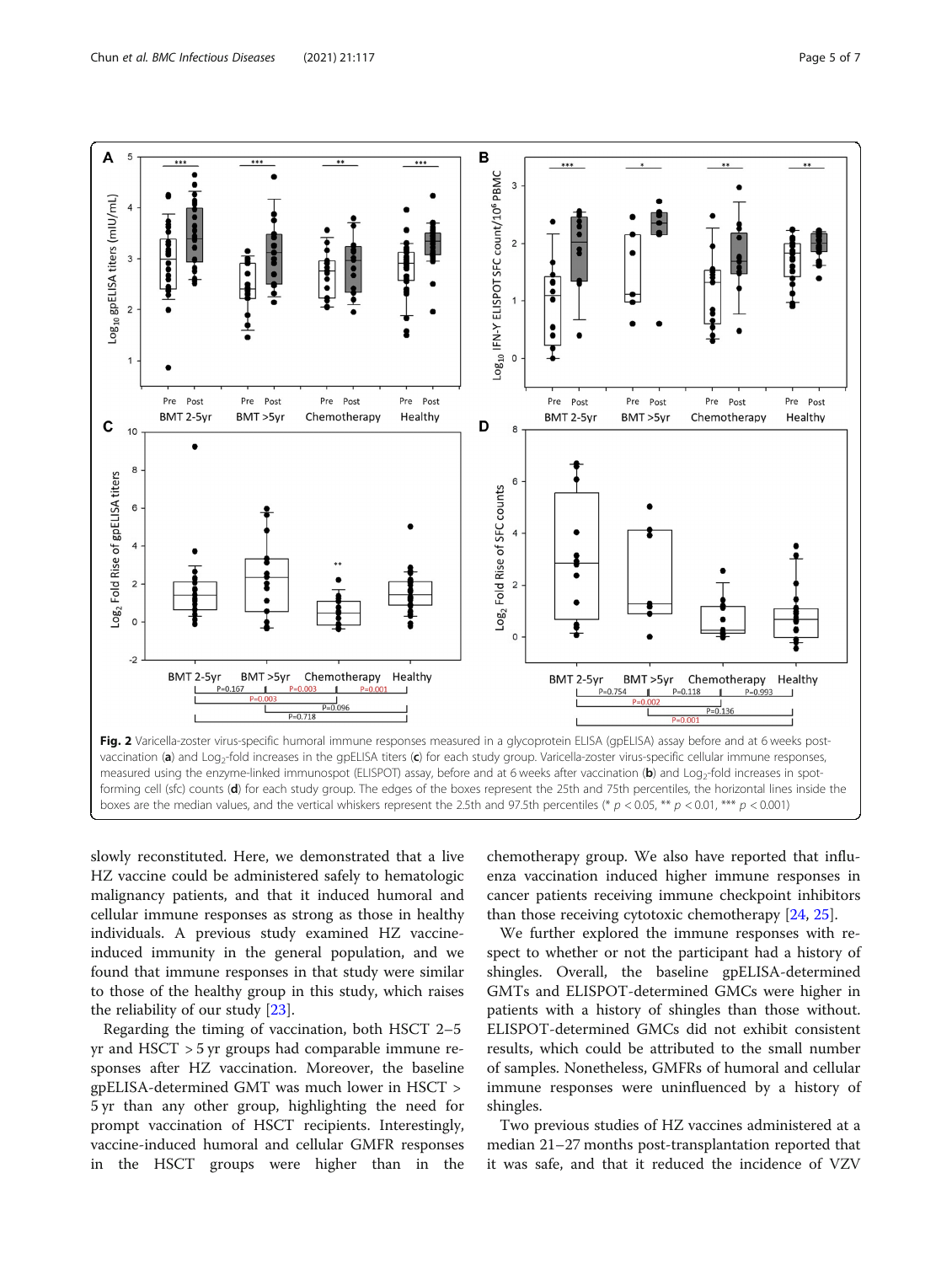**Fig. 2** Varicella-zoster virus-specific humoral immune responses measured in a glycoprotein ELISA (gpELISA) assay before and at 6 weeks post-vaccination (**a**) and $Log_2$-fold increases in the gpELISA titers (**c**) for each study group. Varicella-zoster virus-specific cellular immune responses, measured using the enzyme-linked immunospot (ELISPOT) assay, before and at 6 weeks after vaccination (**b**) and $Log_2$-fold increases in spot-forming cell (sfc) counts (**d**) for each study group. The edges of the boxes represent the 25th and 75th percentiles, the horizontal lines inside the boxes are the median values, and the vertical whiskers represent the 2.5th and 97.5th percentiles (* $p < 0.05$, ** $p < 0.01$, *** $p < 0.001$)

slowly reconstituted. Here, we demonstrated that a live HZ vaccine could be administered safely to hematologic malignancy patients, and that it induced humoral and cellular immune responses as strong as those in healthy individuals. A previous study examined HZ vaccine-induced immunity in the general population, and we found that immune responses in that study were similar to those of the healthy group in this study, which raises the reliability of our study [23].

Regarding the timing of vaccination, both HSCT 2–5 yr and HSCT > 5 yr groups had comparable immune responses after HZ vaccination. Moreover, the baseline gpELISA-determined GMT was much lower in HSCT > 5 yr than any other group, highlighting the need for prompt vaccination of HSCT recipients. Interestingly, vaccine-induced humoral and cellular GMFR responses in the HSCT groups were higher than in the chemotherapy group. We also have reported that influenza vaccination induced higher immune responses in cancer patients receiving immune checkpoint inhibitors than those receiving cytotoxic chemotherapy [24, 25].

We further explored the immune responses with respect to whether or not the participant had a history of shingles. Overall, the baseline gpELISA-determined GMTs and ELISPOT-determined GMCs were higher in patients with a history of shingles than those without. ELISPOT-determined GMCs did not exhibit consistent results, which could be attributed to the small number of samples. Nonetheless, GMFRs of humoral and cellular immune responses were uninfluenced by a history of shingles.

Two previous studies of HZ vaccines administered at a median 21–27 months post-transplantation reported that it was safe, and that it reduced the incidence of VZV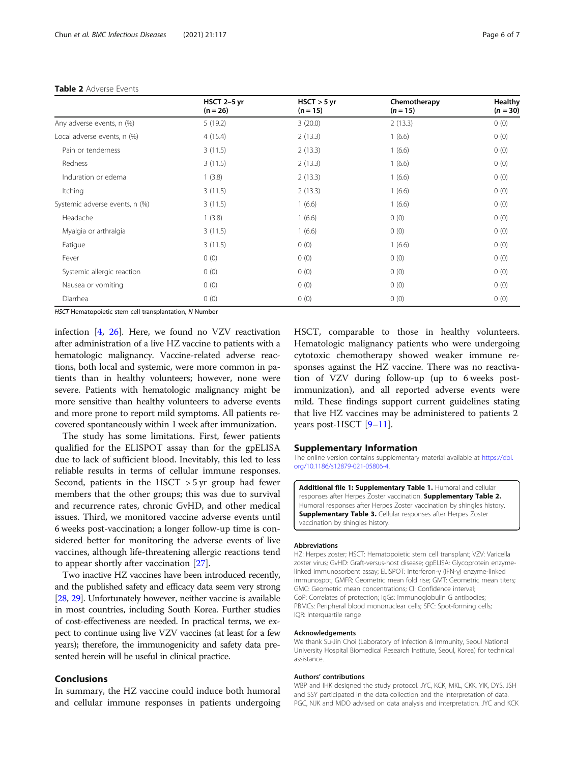**Table 2** Adverse Events

| | HSCT 2–5 yr (n = 26) | HSCT > 5 yr (n = 15) | Chemotherapy (*n* = 15) | Healthy (*n* = 30) |
|---|---|---|---|---|
| Any adverse events, n (%) | 5 (19.2) | 3 (20.0) | 2 (13.3) | 0 (0) |
| Local adverse events, n (%) | 4 (15.4) | 2 (13.3) | 1 (6.6) | 0 (0) |
| Pain or tenderness | 3 (11.5) | 2 (13.3) | 1 (6.6) | 0 (0) |
| Redness | 3 (11.5) | 2 (13.3) | 1 (6.6) | 0 (0) |
| Induration or edema | 1 (3.8) | 2 (13.3) | 1 (6.6) | 0 (0) |
| Itching | 3 (11.5) | 2 (13.3) | 1 (6.6) | 0 (0) |
| Systemic adverse events, n (%) | 3 (11.5) | 1 (6.6) | 1 (6.6) | 0 (0) |
| Headache | 1 (3.8) | 1 (6.6) | 0 (0) | 0 (0) |
| Myalgia or arthralgia | 3 (11.5) | 1 (6.6) | 0 (0) | 0 (0) |
| Fatigue | 3 (11.5) | 0 (0) | 1 (6.6) | 0 (0) |
| Fever | 0 (0) | 0 (0) | 0 (0) | 0 (0) |
| Systemic allergic reaction | 0 (0) | 0 (0) | 0 (0) | 0 (0) |
| Nausea or vomiting | 0 (0) | 0 (0) | 0 (0) | 0 (0) |
| Diarrhea | 0 (0) | 0 (0) | 0 (0) | 0 (0) |

*HSCT* Hematopoietic stem cell transplantation, *N* Number

infection [4, 26]. Here, we found no VZV reactivation after administration of a live HZ vaccine to patients with a hematologic malignancy. Vaccine-related adverse reactions, both local and systemic, were more common in patients than in healthy volunteers; however, none were severe. Patients with hematologic malignancy might be more sensitive than healthy volunteers to adverse events and more prone to report mild symptoms. All patients recovered spontaneously within 1 week after immunization.

The study has some limitations. First, fewer patients qualified for the ELISPOT assay than for the gpELISA due to lack of sufficient blood. Inevitably, this led to less reliable results in terms of cellular immune responses. Second, patients in the HSCT > 5 yr group had fewer members that the other groups; this was due to survival and recurrence rates, chronic GvHD, and other medical issues. Third, we monitored vaccine adverse events until 6 weeks post-vaccination; a longer follow-up time is considered better for monitoring the adverse events of live vaccines, although life-threatening allergic reactions tend to appear shortly after vaccination [27].

Two inactive HZ vaccines have been introduced recently, and the published safety and efficacy data seem very strong [28, 29]. Unfortunately however, neither vaccine is available in most countries, including South Korea. Further studies of cost-effectiveness are needed. In practical terms, we expect to continue using live VZV vaccines (at least for a few years); therefore, the immunogenicity and safety data presented herein will be useful in clinical practice.

## Conclusions

In summary, the HZ vaccine could induce both humoral and cellular immune responses in patients undergoing HSCT, comparable to those in healthy volunteers. Hematologic malignancy patients who were undergoing cytotoxic chemotherapy showed weaker immune responses against the HZ vaccine. There was no reactivation of VZV during follow-up (up to 6 weeks post-immunization), and all reported adverse events were mild. These findings support current guidelines stating that live HZ vaccines may be administered to patients 2 years post-HSCT [9–11].

## Supplementary Information

The online version contains supplementary material available at https://doi.org/10.1186/s12879-021-05806-4.

**Additional file 1: Supplementary Table 1.** Humoral and cellular responses after Herpes Zoster vaccination. **Supplementary Table 2.** Humoral responses after Herpes Zoster vaccination by shingles history. **Supplementary Table 3.** Cellular responses after Herpes Zoster vaccination by shingles history.

### Abbreviations

HZ: Herpes zoster; HSCT: Hematopoietic stem cell transplant; VZV: Varicella zoster virus; GvHD: Graft-versus-host disease; gpELISA: Glycoprotein enzyme-linked immunosorbent assay; ELISPOT: Interferon-γ (IFN-γ) enzyme-linked immunospot; GMFR: Geometric mean fold rise; GMT: Geometric mean titers; GMC: Geometric mean concentrations; CI: Confidence interval; CoP: Correlates of protection; IgGs: Immunoglobulin G antibodies; PBMCs: Peripheral blood mononuclear cells; SFC: Spot-forming cells; IQR: Interquartile range

### Acknowledgements

We thank Su-Jin Choi (Laboratory of Infection & Immunity, Seoul National University Hospital Biomedical Research Institute, Seoul, Korea) for technical assistance.

### Authors' contributions

WBP and IHK designed the study protocol. JYC, KCK, MKL, CKK, YIK, DYS, JSH and SSY participated in the data collection and the interpretation of data. PGC, NJK and MDO advised on data analysis and interpretation. JYC and KCK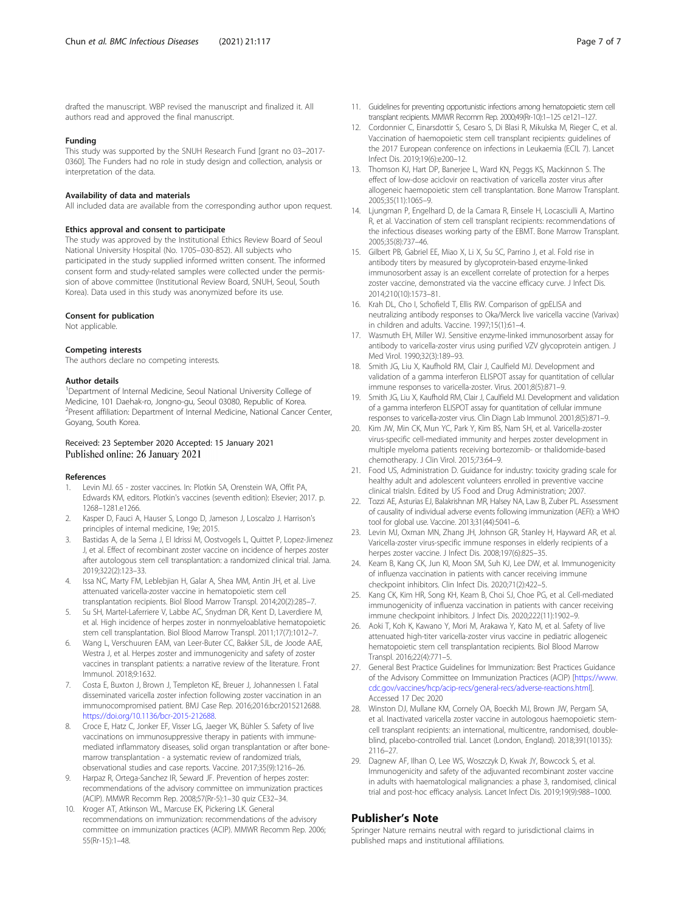drafted the manuscript. WBP revised the manuscript and finalized it. All authors read and approved the final manuscript.

### Funding

This study was supported by the SNUH Research Fund [grant no 03–2017-0360]. The Funders had no role in study design and collection, analysis or interpretation of the data.

### Availability of data and materials

All included data are available from the corresponding author upon request.

### Ethics approval and consent to participate

The study was approved by the Institutional Ethics Review Board of Seoul National University Hospital (No. 1705–030-852). All subjects who participated in the study supplied informed written consent. The informed consent form and study-related samples were collected under the permission of above committee (Institutional Review Board, SNUH, Seoul, South Korea). Data used in this study was anonymized before its use.

### Consent for publication

Not applicable.

### Competing interests

The authors declare no competing interests.

### Author details

[1]Department of Internal Medicine, Seoul National University College of Medicine, 101 Daehak-ro, Jongno-gu, Seoul 03080, Republic of Korea. [2]Present affiliation: Department of Internal Medicine, National Cancer Center, Goyang, South Korea.

Received: 23 September 2020 Accepted: 15 January 2021
Published online: 26 January 2021

### References

1. Levin MJ. 65 - zoster vaccines. In: Plotkin SA, Orenstein WA, Offit PA, Edwards KM, editors. Plotkin's vaccines (seventh edition): Elsevier; 2017. p. 1268–1281.e1266.
2. Kasper D, Fauci A, Hauser S, Longo D, Jameson J, Loscalzo J. Harrison's principles of internal medicine, 19e; 2015.
3. Bastidas A, de la Serna J, El Idrissi M, Oostvogels L, Quittet P, Lopez-Jimenez J, et al. Effect of recombinant zoster vaccine on incidence of herpes zoster after autologous stem cell transplantation: a randomized clinical trial. Jama. 2019;322(2):123–33.
4. Issa NC, Marty FM, Leblebjian H, Galar A, Shea MM, Antin JH, et al. Live attenuated varicella-zoster vaccine in hematopoietic stem cell transplantation recipients. Biol Blood Marrow Transpl. 2014;20(2):285–7.
5. Su SH, Martel-Laferriere V, Labbe AC, Snydman DR, Kent D, Laverdiere M, et al. High incidence of herpes zoster in nonmyeloablative hematopoietic stem cell transplantation. Biol Blood Marrow Transpl. 2011;17(7):1012–7.
6. Wang L, Verschuuren EAM, van Leer-Buter CC, Bakker SJL, de Joode AAE, Westra J, et al. Herpes zoster and immunogenicity and safety of zoster vaccines in transplant patients: a narrative review of the literature. Front Immunol. 2018;9:1632.
7. Costa E, Buxton J, Brown J, Templeton KE, Breuer J, Johannessen I. Fatal disseminated varicella zoster infection following zoster vaccination in an immunocompromised patient. BMJ Case Rep. 2016;2016:bcr2015212688. https://doi.org/10.1136/bcr-2015-212688.
8. Croce E, Hatz C, Jonker EF, Visser LG, Jaeger VK, Bühler S. Safety of live vaccinations on immunosuppressive therapy in patients with immune-mediated inflammatory diseases, solid organ transplantation or after bone-marrow transplantation - a systematic review of randomized trials, observational studies and case reports. Vaccine. 2017;35(9):1216–26.
9. Harpaz R, Ortega-Sanchez IR, Seward JF. Prevention of herpes zoster: recommendations of the advisory committee on immunization practices (ACIP). MMWR Recomm Rep. 2008;57(Rr-5):1–30 quiz CE32–34.
10. Kroger AT, Atkinson WL, Marcuse EK, Pickering LK. General recommendations on immunization: recommendations of the advisory committee on immunization practices (ACIP). MMWR Recomm Rep. 2006; 55(Rr-15):1–48.
11. Guidelines for preventing opportunistic infections among hematopoietic stem cell transplant recipients. MMWR Recomm Rep. 2000;49(Rr-10):1–125 ce121–127.
12. Cordonnier C, Einarsdottir S, Cesaro S, Di Blasi R, Mikulska M, Rieger C, et al. Vaccination of haemopoietic stem cell transplant recipients: guidelines of the 2017 European conference on infections in Leukaemia (ECIL 7). Lancet Infect Dis. 2019;19(6):e200–12.
13. Thomson KJ, Hart DP, Banerjee L, Ward KN, Peggs KS, Mackinnon S. The effect of low-dose aciclovir on reactivation of varicella zoster virus after allogeneic haemopoietic stem cell transplantation. Bone Marrow Transplant. 2005;35(11):1065–9.
14. Ljungman P, Engelhard D, de la Camara R, Einsele H, Locasciulli A, Martino R, et al. Vaccination of stem cell transplant recipients: recommendations of the infectious diseases working party of the EBMT. Bone Marrow Transplant. 2005;35(8):737–46.
15. Gilbert PB, Gabriel EE, Miao X, Li X, Su SC, Parrino J, et al. Fold rise in antibody titers by measured by glycoprotein-based enzyme-linked immunosorbent assay is an excellent correlate of protection for a herpes zoster vaccine, demonstrated via the vaccine efficacy curve. J Infect Dis. 2014;210(10):1573–81.
16. Krah DL, Cho I, Schofield T, Ellis RW. Comparison of gpELISA and neutralizing antibody responses to Oka/Merck live varicella vaccine (Varivax) in children and adults. Vaccine. 1997;15(1):61–4.
17. Wasmuth EH, Miller WJ. Sensitive enzyme-linked immunosorbent assay for antibody to varicella-zoster virus using purified VZV glycoprotein antigen. J Med Virol. 1990;32(3):189–93.
18. Smith JG, Liu X, Kaufhold RM, Clair J, Caulfield MJ. Development and validation of a gamma interferon ELISPOT assay for quantitation of cellular immune responses to varicella-zoster. Virus. 2001;8(5):871–9.
19. Smith JG, Liu X, Kaufhold RM, Clair J, Caulfield MJ. Development and validation of a gamma interferon ELISPOT assay for quantitation of cellular immune responses to varicella-zoster virus. Clin Diagn Lab Immunol. 2001;8(5):871–9.
20. Kim JW, Min CK, Mun YC, Park Y, Kim BS, Nam SH, et al. Varicella-zoster virus-specific cell-mediated immunity and herpes zoster development in multiple myeloma patients receiving bortezomib- or thalidomide-based chemotherapy. J Clin Virol. 2015;73:64–9.
21. Food US, Administration D. Guidance for industry: toxicity grading scale for healthy adult and adolescent volunteers enrolled in preventive vaccine clinical trialsIn. Edited by US Food and Drug Administration; 2007.
22. Tozzi AE, Asturias EJ, Balakrishnan MR, Halsey NA, Law B, Zuber PL. Assessment of causality of individual adverse events following immunization (AEFI): a WHO tool for global use. Vaccine. 2013;31(44):5041–6.
23. Levin MJ, Oxman MN, Zhang JH, Johnson GR, Stanley H, Hayward AR, et al. Varicella-zoster virus-specific immune responses in elderly recipients of a herpes zoster vaccine. J Infect Dis. 2008;197(6):825–35.
24. Keam B, Kang CK, Jun KI, Moon SM, Suh KJ, Lee DW, et al. Immunogenicity of influenza vaccination in patients with cancer receiving immune checkpoint inhibitors. Clin Infect Dis. 2020;71(2):422–5.
25. Kang CK, Kim HR, Song KH, Keam B, Choi SJ, Choe PG, et al. Cell-mediated immunogenicity of influenza vaccination in patients with cancer receiving immune checkpoint inhibitors. J Infect Dis. 2020;222(11):1902–9.
26. Aoki T, Koh K, Kawano Y, Mori M, Arakawa Y, Kato M, et al. Safety of live attenuated high-titer varicella-zoster virus vaccine in pediatric allogeneic hematopoietic stem cell transplantation recipients. Biol Blood Marrow Transpl. 2016;22(4):771–5.
27. General Best Practice Guidelines for Immunization: Best Practices Guidance of the Advisory Committee on Immunization Practices (ACIP) [https://www.cdc.gov/vaccines/hcp/acip-recs/general-recs/adverse-reactions.html]. Accessed 17 Dec 2020
28. Winston DJ, Mullane KM, Cornely OA, Boeckh MJ, Brown JW, Pergam SA, et al. Inactivated varicella zoster vaccine in autologous haemopoietic stem-cell transplant recipients: an international, multicentre, randomised, double-blind, placebo-controlled trial. Lancet (London, England). 2018;391(10135): 2116–27.
29. Dagnew AF, Ilhan O, Lee WS, Woszczyk D, Kwak JY, Bowcock S, et al. Immunogenicity and safety of the adjuvanted recombinant zoster vaccine in adults with haematological malignancies: a phase 3, randomised, clinical trial and post-hoc efficacy analysis. Lancet Infect Dis. 2019;19(9):988–1000.

## Publisher's Note

Springer Nature remains neutral with regard to jurisdictional claims in published maps and institutional affiliations.